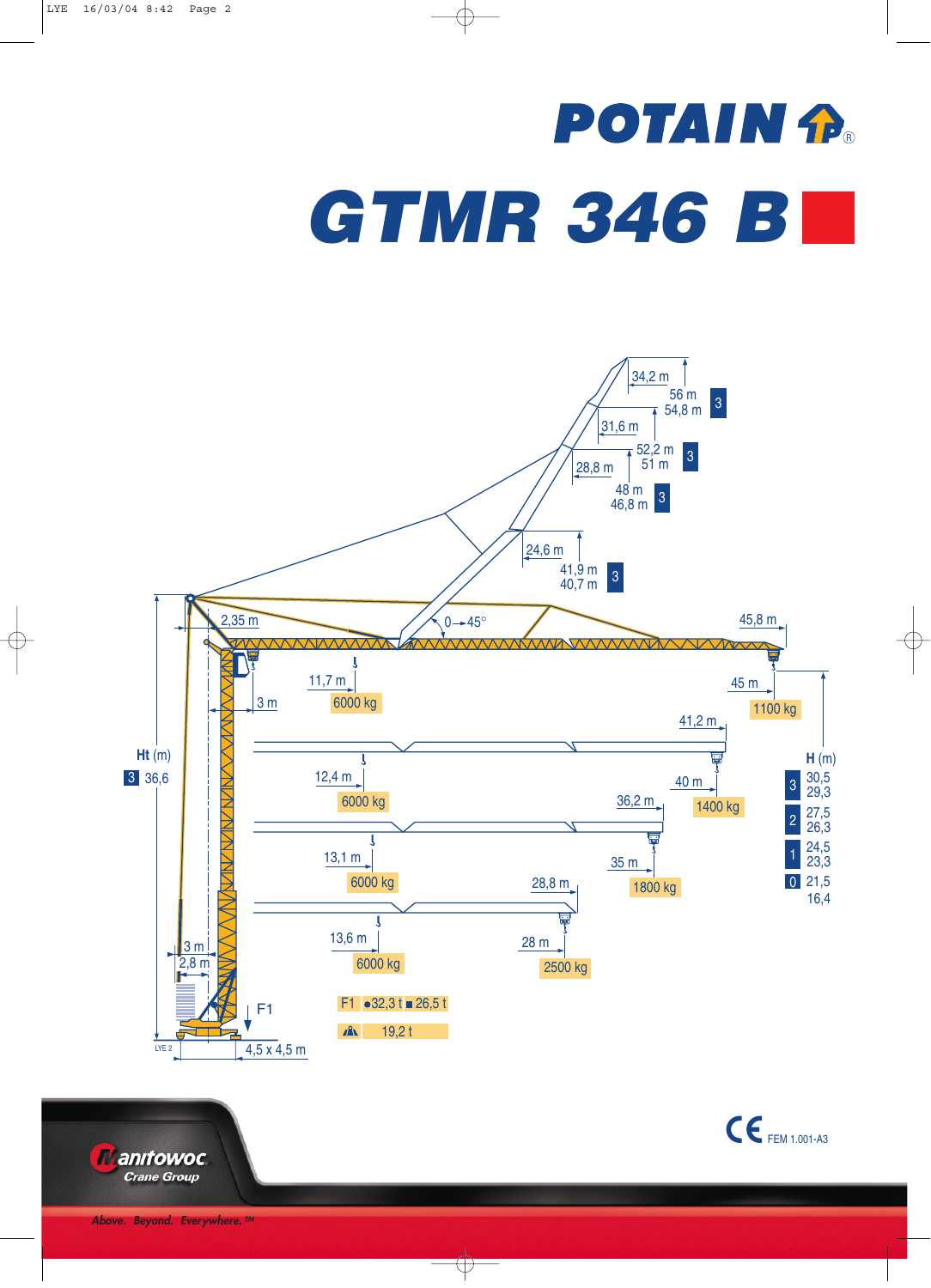# POTAIN

# GTMR 346 B

34,2 m
56 m
54,8 m
3

31,6 m
52,2 m
51 m
3

28,8 m
48 m
46,8 m
3

24,6 m
41,9 m
40,7 m
3

2,35 m
0 → 45°
45,8 m

11,7 m
6000 kg
3 m
45 m
1100 kg

41,2 m

Ht (m)
3 36,6

12,4 m
6000 kg
40 m
1400 kg

36,2 m

13,1 m
6000 kg
35 m
1800 kg

28,8 m

13,6 m
6000 kg
28 m
2500 kg

3 m
2,8 m

F1

F1 ●32,3 t ■26,5 t

19,2 t

4,5 x 4,5 m

| | H (m) | |
|---|---|---|
| 3 | 30,5 | 29,3 |
| 2 | 27,5 | 26,3 |
| 1 | 24,5 | 23,3 |
| 0 | 21,5 | 16,4 |

CE FEM 1.001-A3

Manitowoc Crane Group

*Above. Beyond. Everywhere.™*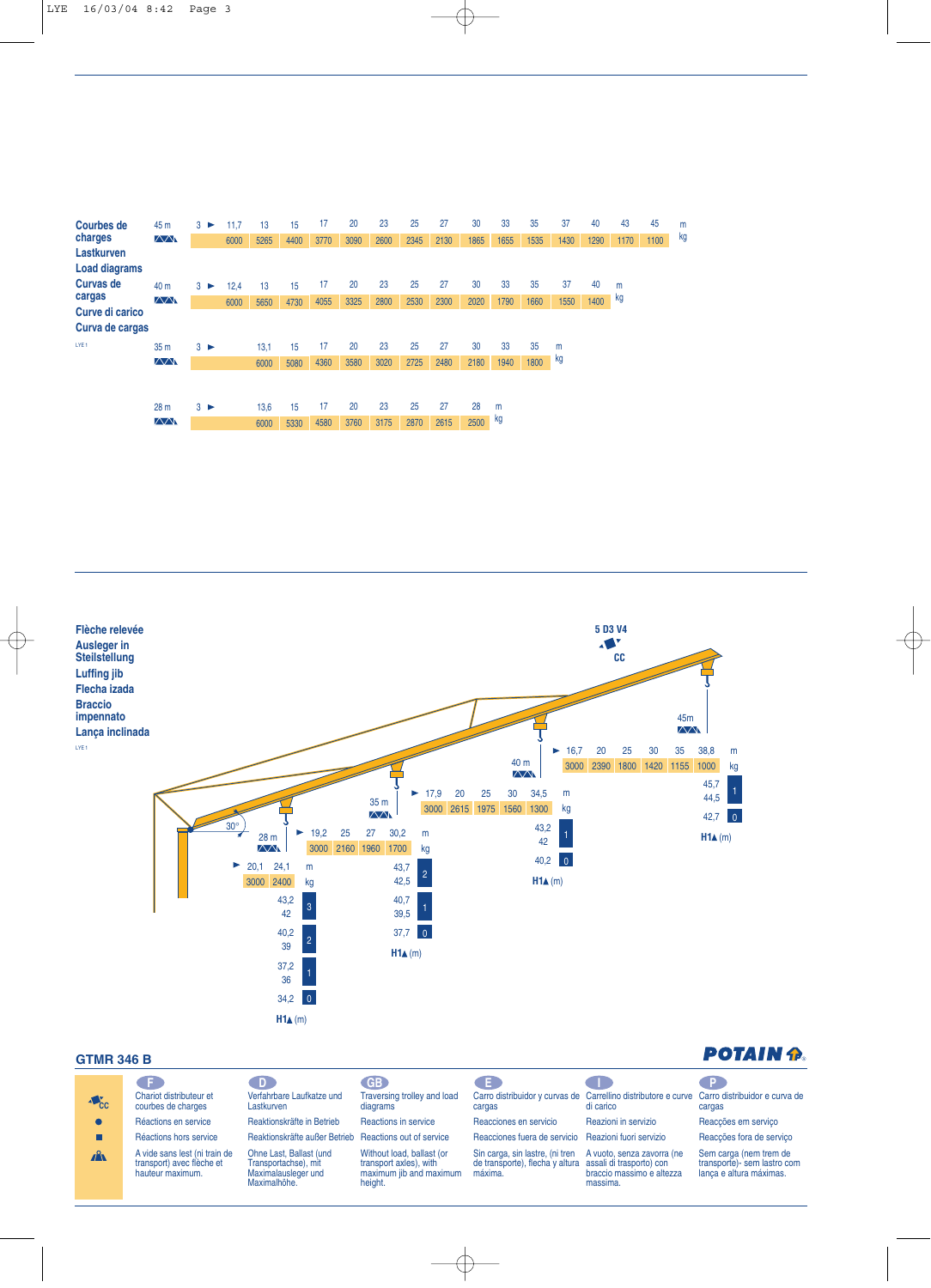## Courbes de charges
## Lastkurven
## Load diagrams
## Curvas de cargas
## Curve di carico
## Curva de cargas

LYE 1

**45 m**

| m | 3 ► 11,7 | 13 | 15 | 17 | 20 | 23 | 25 | 27 | 30 | 33 | 35 | 37 | 40 | 43 | 45 |
|---|---|---|---|---|---|---|---|---|---|---|---|---|---|---|---|
| kg | 6000 | 5265 | 4400 | 3770 | 3090 | 2600 | 2345 | 2130 | 1865 | 1655 | 1535 | 1430 | 1290 | 1170 | 1100 |

**40 m**

| m | 3 ► 12,4 | 13 | 15 | 17 | 20 | 23 | 25 | 27 | 30 | 33 | 35 | 37 | 40 |
|---|---|---|---|---|---|---|---|---|---|---|---|---|---|
| kg | 6000 | 5650 | 4730 | 4055 | 3325 | 2800 | 2530 | 2300 | 2020 | 1790 | 1660 | 1550 | 1400 |

**35 m**

| m | 3 ► 13,1 | 15 | 17 | 20 | 23 | 25 | 27 | 30 | 33 | 35 |
|---|---|---|---|---|---|---|---|---|---|---|
| kg | 6000 | 5080 | 4360 | 3580 | 3020 | 2725 | 2480 | 2180 | 1940 | 1800 |

**28 m**

| m | 3 ► 13,6 | 15 | 17 | 20 | 23 | 25 | 27 | 28 |
|---|---|---|---|---|---|---|---|---|
| kg | 6000 | 5330 | 4580 | 3760 | 3175 | 2870 | 2615 | 2500 |

## Flèche relevée
## Ausleger in Steilstellung
## Luffing jib
## Flecha izada
## Braccio impennato
## Lança inclinada

LYE 1

5 D3 V4

CC

30°

**45 m**

| m | ► 16,7 | 20 | 25 | 30 | 35 | 38,8 |
|---|---|---|---|---|---|---|
| kg | 3000 | 2390 | 1800 | 1420 | 1155 | 1000 |

| H1▲ (m) | |
|---|---|
| 45,7 / 44,5 | 1 |
| 42,7 | 0 |

**40 m**

| m | ► 17,9 | 20 | 25 | 30 | 34,5 |
|---|---|---|---|---|---|
| kg | 3000 | 2615 | 1975 | 1560 | 1300 |

| H1▲ (m) | |
|---|---|
| 43,2 / 42 | 1 |
| 40,2 | 0 |

**35 m**

| m | ► 19,2 | 25 | 27 | 30,2 |
|---|---|---|---|---|
| kg | 3000 | 2160 | 1960 | 1700 |

| H1▲ (m) | |
|---|---|
| 43,7 / 42,5 | 2 |
| 40,7 / 39,5 | 1 |
| 37,7 | 0 |

**28 m**

| m | ► 20,1 | 24,1 |
|---|---|---|
| kg | 3000 | 2400 |

| H1▲ (m) | |
|---|---|
| 43,2 / 42 | 3 |
| 40,2 / 39 | 2 |
| 37,2 / 36 | 1 |
| 34,2 | 0 |

## GTMR 346 B

POTAIN

| | F | D | GB | E | I | P |
|---|---|---|---|---|---|---|
| CC | Chariot distributeur et courbes de charges | Verfahrbare Laufkatze und Lastkurven | Traversing trolley and load diagrams | Carro distribuidor y curvas de cargas | Carrellino distributore e curve di carico | Carro distribuidor e curva de cargas |
| ● | Réactions en service | Reaktionskräfte in Betrieb | Reactions in service | Reacciones en servicio | Reazioni in servizio | Reacções em serviço |
| ■ | Réactions hors service | Reaktionskräfte außer Betrieb | Reactions out of service | Reacciones fuera de servicio | Reazioni fuori servizio | Reacções fora de serviço |
| ▲ | A vide sans lest (ni train de transport) avec flèche et hauteur maximum. | Ohne Last, Ballast (und Transportachse), mit Maximalausleger und Maximalhöhe. | Without load, ballast (or transport axles), with maximum jib and maximum height. | Sin carga, sin lastre, (ni tren de transporte), flecha y altura máxima. | A vuoto, senza zavorra (ne assali di trasporto) con braccio massimo e altezza massima. | Sem carga (nem trem de transporte)- sem lastro com lança e altura máximas. |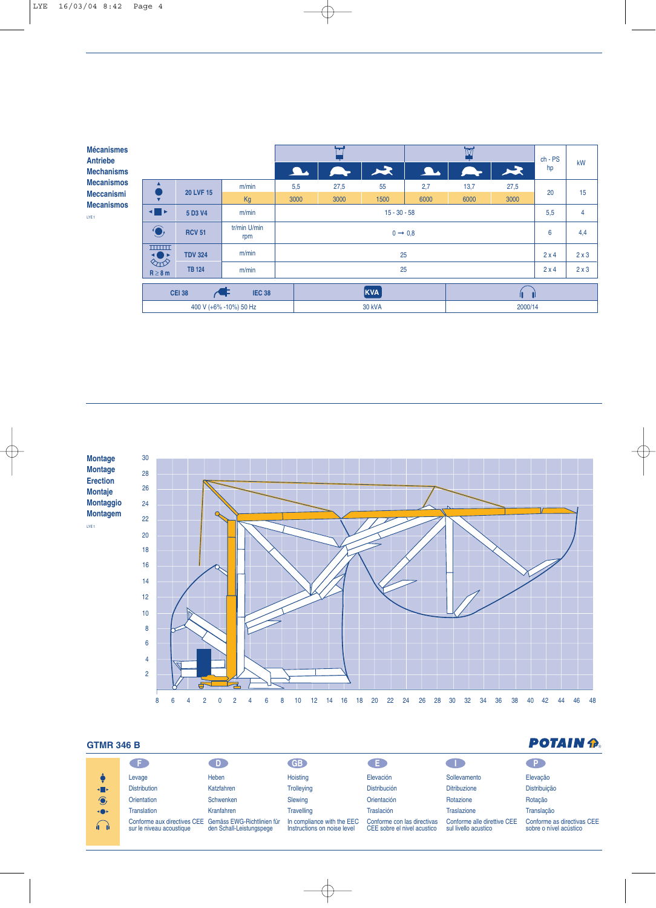## Mécanismes
## Antriebe
## Mechanisms
## Mecanismos
## Meccanismi
## Mecanismos

LYE 1

| | | | | | | | | | ch - PS hp | kW |
|---|---|---|---|---|---|---|---|---|---|---|
| Levage | 20 LVF 15 | m/min | 5,5 | 27,5 | 55 | 2,7 | 13,7 | 27,5 | 20 | 15 |
| | | Kg | 3000 | 3000 | 1500 | 6000 | 6000 | 3000 | | |
| Distribution | 5 D3 V4 | m/min | 15 - 30 - 58 | | | | | | 5,5 | 4 |
| Orientation | RCV 51 | tr/min U/min rpm | 0 → 0,8 | | | | | | 6 | 4,4 |
| Translation R ≥ 8 m | TDV 324 | m/min | 25 | | | | | | 2 x 4 | 2 x 3 |
| | TB 124 | m/min | 25 | | | | | | 2 x 4 | 2 x 3 |

| CEI 38 — IEC 38 | KVA | Niveau acoustique |
|---|---|---|
| 400 V (+6% -10%) 50 Hz | 30 kVA | 2000/14 |

## Montage
## Montage
## Erection
## Montaje
## Montaggio
## Montagem

LYE 1

## GTMR 346 B

POTAIN

| | F | D | GB | E | I | P |
|---|---|---|---|---|---|---|
| Levage | Levage | Heben | Hoisting | Elevación | Sollevamento | Elevação |
| Distribution | Distribution | Katzfahren | Trolleying | Distribución | Ditribuzione | Distribuição |
| Orientation | Orientation | Schwenken | Slewing | Orientación | Rotazione | Rotação |
| Translation | Translation | Kranfahren | Travelling | Traslación | Traslazione | Translação |
| Acoustique | Conforme aux directives CEE sur le niveau acoustique | Gemäss EWG-Richtlinien für den Schall-Leistungspege | In compliance with the EEC Instructions on noise level | Conforme con las directivas CEE sobre el nivel acustico | Conforme alle direttive CEE sul livello acustico | Conforme as directivas CEE sobre o nivel acústico |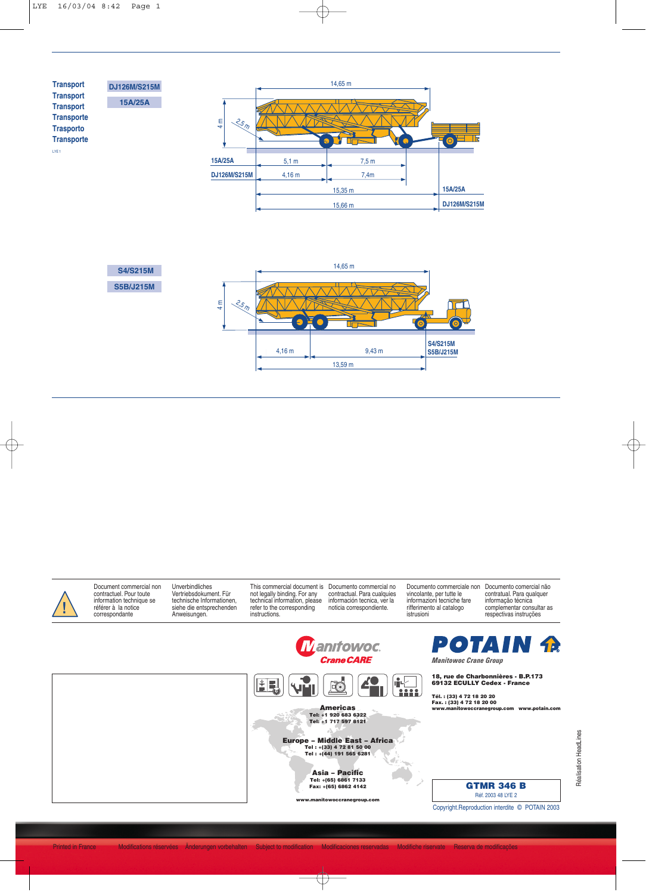Transport
Transport
Transport
Transporte
Trasporto
Transporte

LYE 1

DJ126M/S215M

15A/25A

14,65 m
4 m
2,5 m

15A/25A — 5,1 m — 7,5 m
DJ126M/S215M — 4,16 m — 7,4m
15,35 m — 15A/25A
15,66 m — DJ126M/S215M

S4/S215M

S5B/J215M

14,65 m
4 m
2,5 m

4,16 m — 9,43 m — S4/S215M S5B/J215M
13,59 m

| | | | | | |
|---|---|---|---|---|---|
| Document commercial non contractuel. Pour toute information technique se référer à la notice correspondante | Unverbindliches Vertriebsdokument. Für technische Informationen, siehe die entsprechenden Anweisungen. | This commercial document is not legally binding. For any technical information, please refer to the corresponding instructions. | Documento commercial no contractual. Para cualquier información tecnica, ver la noticia correspondiente. | Documento commerciale non vincolante, per tutte le informazioni tecniche fare rifferimento al catalogo istrusioni | Documento comercial não contratual. Para qualquer informação técnica complementar consultar as respectivas instruções |

Manitowoc
Crane CARE

**Americas**
Tel: +1 920 683 6322
Tel: +1 717 597 8121

**Europe – Middle East – Africa**
Tel : +(33) 4 72 81 50 00
Tel : +(44) 191 565 6281

**Asia – Pacific**
Tel: +(65) 6861 7133
Fax: +(65) 6862 4142

www.manitowoccranegroup.com

**POTAIN**
*Manitowoc Crane Group*

**18, rue de Charbonnières - B.P.173**
**69132 ECULLY Cedex - France**

Tél. : (33) 4 72 18 20 20
Fax. : (33) 4 72 18 20 00
www.manitowoccranegroup.com www.potain.com

**GTMR 346 B**
Réf. 2003 48 LYE 2

Copyright.Reproduction interdite © POTAIN 2003

Réalisation HeadLines

Printed in France — Modifications réservées — Änderungen vorbehalten — Subject to modification — Modificaciones reservadas — Modifiche riservate — Reserva de modificações